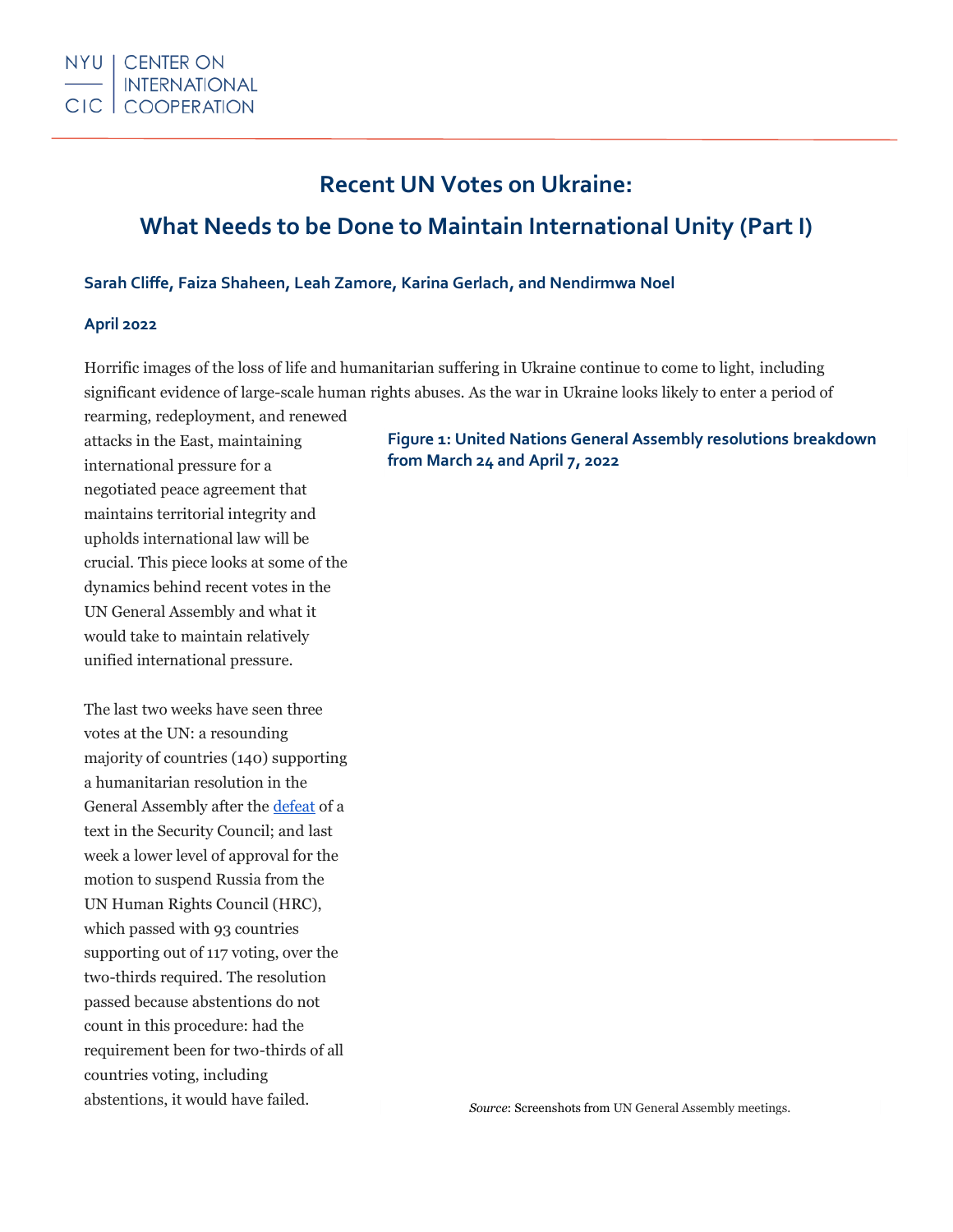NYU | CENTER ON INTERNATIONAL COOPERATION

# Recent UN Votes on Ukraine:

# What Needs to be Done to Maintain International Unity (Part I)

**Sarah Cliffe, Faiza Shaheen, Leah Zamore, Karina Gerlach, and Nendirmwa Noel**

**April 2022**

Horrific images of the loss of life and humanitarian suffering in Ukraine continue to come to light, including significant evidence of large-scale human rights abuses. As the war in Ukraine looks likely to enter a period of rearming, redeployment, and renewed attacks in the East, maintaining international pressure for a negotiated peace agreement that maintains territorial integrity and upholds international law will be crucial. This piece looks at some of the dynamics behind recent votes in the UN General Assembly and what it would take to maintain relatively unified international pressure.

The last two weeks have seen three votes at the UN: a resounding majority of countries (140) supporting a humanitarian resolution in the General Assembly after the [defeat](https://) of a text in the Security Council; and last week a lower level of approval for the motion to suspend Russia from the UN Human Rights Council (HRC), which passed with 93 countries supporting out of 117 voting, over the two-thirds required. The resolution passed because abstentions do not count in this procedure: had the requirement been for two-thirds of all countries voting, including abstentions, it would have failed.

**Figure 1: United Nations General Assembly resolutions breakdown from March 24 and April 7, 2022**

*Source*: Screenshots from UN General Assembly meetings.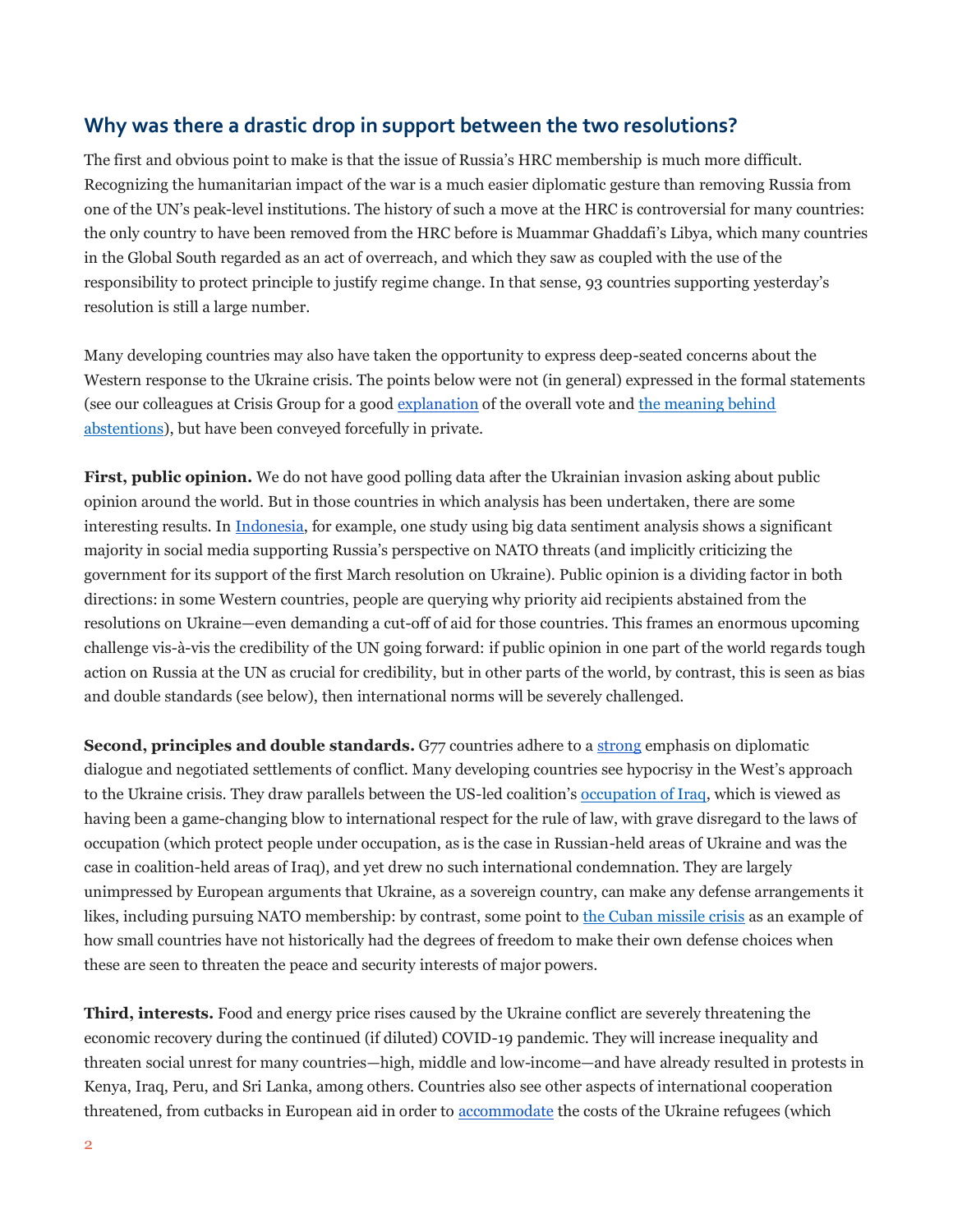## Why was there a drastic drop in support between the two resolutions?

The first and obvious point to make is that the issue of Russia's HRC membership is much more difficult. Recognizing the humanitarian impact of the war is a much easier diplomatic gesture than removing Russia from one of the UN's peak-level institutions. The history of such a move at the HRC is controversial for many countries: the only country to have been removed from the HRC before is Muammar Ghaddafi's Libya, which many countries in the Global South regarded as an act of overreach, and which they saw as coupled with the use of the responsibility to protect principle to justify regime change. In that sense, 93 countries supporting yesterday's resolution is still a large number.

Many developing countries may also have taken the opportunity to express deep-seated concerns about the Western response to the Ukraine crisis. The points below were not (in general) expressed in the formal statements (see our colleagues at Crisis Group for a good explanation of the overall vote and the meaning behind abstentions), but have been conveyed forcefully in private.

**First, public opinion.** We do not have good polling data after the Ukrainian invasion asking about public opinion around the world. But in those countries in which analysis has been undertaken, there are some interesting results. In Indonesia, for example, one study using big data sentiment analysis shows a significant majority in social media supporting Russia's perspective on NATO threats (and implicitly criticizing the government for its support of the first March resolution on Ukraine). Public opinion is a dividing factor in both directions: in some Western countries, people are querying why priority aid recipients abstained from the resolutions on Ukraine—even demanding a cut-off of aid for those countries. This frames an enormous upcoming challenge vis-à-vis the credibility of the UN going forward: if public opinion in one part of the world regards tough action on Russia at the UN as crucial for credibility, but in other parts of the world, by contrast, this is seen as bias and double standards (see below), then international norms will be severely challenged.

**Second, principles and double standards.** G77 countries adhere to a strong emphasis on diplomatic dialogue and negotiated settlements of conflict. Many developing countries see hypocrisy in the West's approach to the Ukraine crisis. They draw parallels between the US-led coalition's occupation of Iraq, which is viewed as having been a game-changing blow to international respect for the rule of law, with grave disregard to the laws of occupation (which protect people under occupation, as is the case in Russian-held areas of Ukraine and was the case in coalition-held areas of Iraq), and yet drew no such international condemnation. They are largely unimpressed by European arguments that Ukraine, as a sovereign country, can make any defense arrangements it likes, including pursuing NATO membership: by contrast, some point to the Cuban missile crisis as an example of how small countries have not historically had the degrees of freedom to make their own defense choices when these are seen to threaten the peace and security interests of major powers.

**Third, interests.** Food and energy price rises caused by the Ukraine conflict are severely threatening the economic recovery during the continued (if diluted) COVID-19 pandemic. They will increase inequality and threaten social unrest for many countries—high, middle and low-income—and have already resulted in protests in Kenya, Iraq, Peru, and Sri Lanka, among others. Countries also see other aspects of international cooperation threatened, from cutbacks in European aid in order to accommodate the costs of the Ukraine refugees (which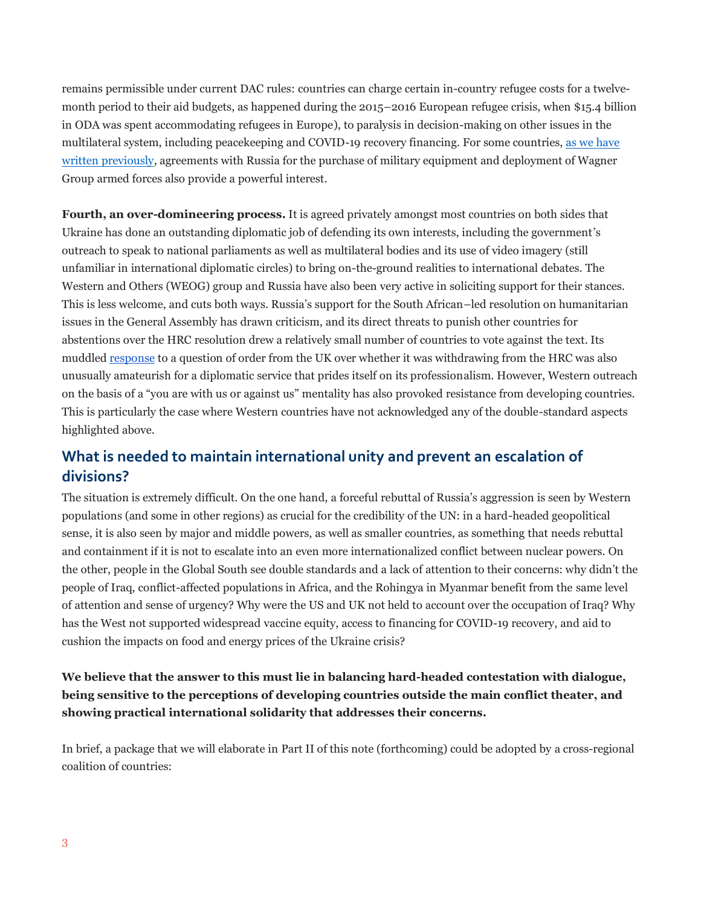remains permissible under current DAC rules: countries can charge certain in-country refugee costs for a twelve-month period to their aid budgets, as happened during the 2015–2016 European refugee crisis, when $15.4 billion in ODA was spent accommodating refugees in Europe), to paralysis in decision-making on other issues in the multilateral system, including peacekeeping and COVID-19 recovery financing. For some countries, as we have written previously, agreements with Russia for the purchase of military equipment and deployment of Wagner Group armed forces also provide a powerful interest.

**Fourth, an over-domineering process.** It is agreed privately amongst most countries on both sides that Ukraine has done an outstanding diplomatic job of defending its own interests, including the government's outreach to speak to national parliaments as well as multilateral bodies and its use of video imagery (still unfamiliar in international diplomatic circles) to bring on-the-ground realities to international debates. The Western and Others (WEOG) group and Russia have also been very active in soliciting support for their stances. This is less welcome, and cuts both ways. Russia's support for the South African–led resolution on humanitarian issues in the General Assembly has drawn criticism, and its direct threats to punish other countries for abstentions over the HRC resolution drew a relatively small number of countries to vote against the text. Its muddled response to a question of order from the UK over whether it was withdrawing from the HRC was also unusually amateurish for a diplomatic service that prides itself on its professionalism. However, Western outreach on the basis of a "you are with us or against us" mentality has also provoked resistance from developing countries. This is particularly the case where Western countries have not acknowledged any of the double-standard aspects highlighted above.

## What is needed to maintain international unity and prevent an escalation of divisions?

The situation is extremely difficult. On the one hand, a forceful rebuttal of Russia's aggression is seen by Western populations (and some in other regions) as crucial for the credibility of the UN: in a hard-headed geopolitical sense, it is also seen by major and middle powers, as well as smaller countries, as something that needs rebuttal and containment if it is not to escalate into an even more internationalized conflict between nuclear powers. On the other, people in the Global South see double standards and a lack of attention to their concerns: why didn't the people of Iraq, conflict-affected populations in Africa, and the Rohingya in Myanmar benefit from the same level of attention and sense of urgency? Why were the US and UK not held to account over the occupation of Iraq? Why has the West not supported widespread vaccine equity, access to financing for COVID-19 recovery, and aid to cushion the impacts on food and energy prices of the Ukraine crisis?

**We believe that the answer to this must lie in balancing hard-headed contestation with dialogue, being sensitive to the perceptions of developing countries outside the main conflict theater, and showing practical international solidarity that addresses their concerns.**

In brief, a package that we will elaborate in Part II of this note (forthcoming) could be adopted by a cross-regional coalition of countries: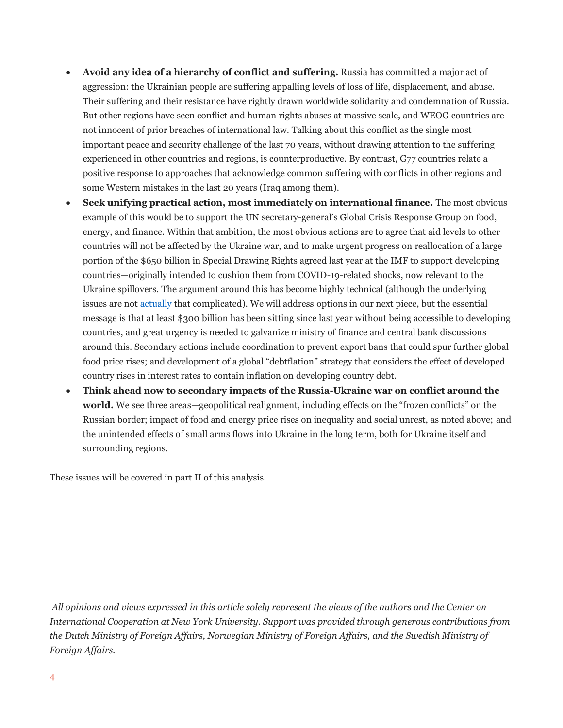- **Avoid any idea of a hierarchy of conflict and suffering.** Russia has committed a major act of aggression: the Ukrainian people are suffering appalling levels of loss of life, displacement, and abuse. Their suffering and their resistance have rightly drawn worldwide solidarity and condemnation of Russia. But other regions have seen conflict and human rights abuses at massive scale, and WEOG countries are not innocent of prior breaches of international law. Talking about this conflict as the single most important peace and security challenge of the last 70 years, without drawing attention to the suffering experienced in other countries and regions, is counterproductive. By contrast, G77 countries relate a positive response to approaches that acknowledge common suffering with conflicts in other regions and some Western mistakes in the last 20 years (Iraq among them).
- **Seek unifying practical action, most immediately on international finance.** The most obvious example of this would be to support the UN secretary-general's Global Crisis Response Group on food, energy, and finance. Within that ambition, the most obvious actions are to agree that aid levels to other countries will not be affected by the Ukraine war, and to make urgent progress on reallocation of a large portion of the $650 billion in Special Drawing Rights agreed last year at the IMF to support developing countries—originally intended to cushion them from COVID-19-related shocks, now relevant to the Ukraine spillovers. The argument around this has become highly technical (although the underlying issues are not actually that complicated). We will address options in our next piece, but the essential message is that at least $300 billion has been sitting since last year without being accessible to developing countries, and great urgency is needed to galvanize ministry of finance and central bank discussions around this. Secondary actions include coordination to prevent export bans that could spur further global food price rises; and development of a global "debtflation" strategy that considers the effect of developed country rises in interest rates to contain inflation on developing country debt.
- **Think ahead now to secondary impacts of the Russia-Ukraine war on conflict around the world.** We see three areas—geopolitical realignment, including effects on the "frozen conflicts" on the Russian border; impact of food and energy price rises on inequality and social unrest, as noted above; and the unintended effects of small arms flows into Ukraine in the long term, both for Ukraine itself and surrounding regions.

These issues will be covered in part II of this analysis.

*All opinions and views expressed in this article solely represent the views of the authors and the Center on International Cooperation at New York University. Support was provided through generous contributions from the Dutch Ministry of Foreign Affairs, Norwegian Ministry of Foreign Affairs, and the Swedish Ministry of Foreign Affairs.*